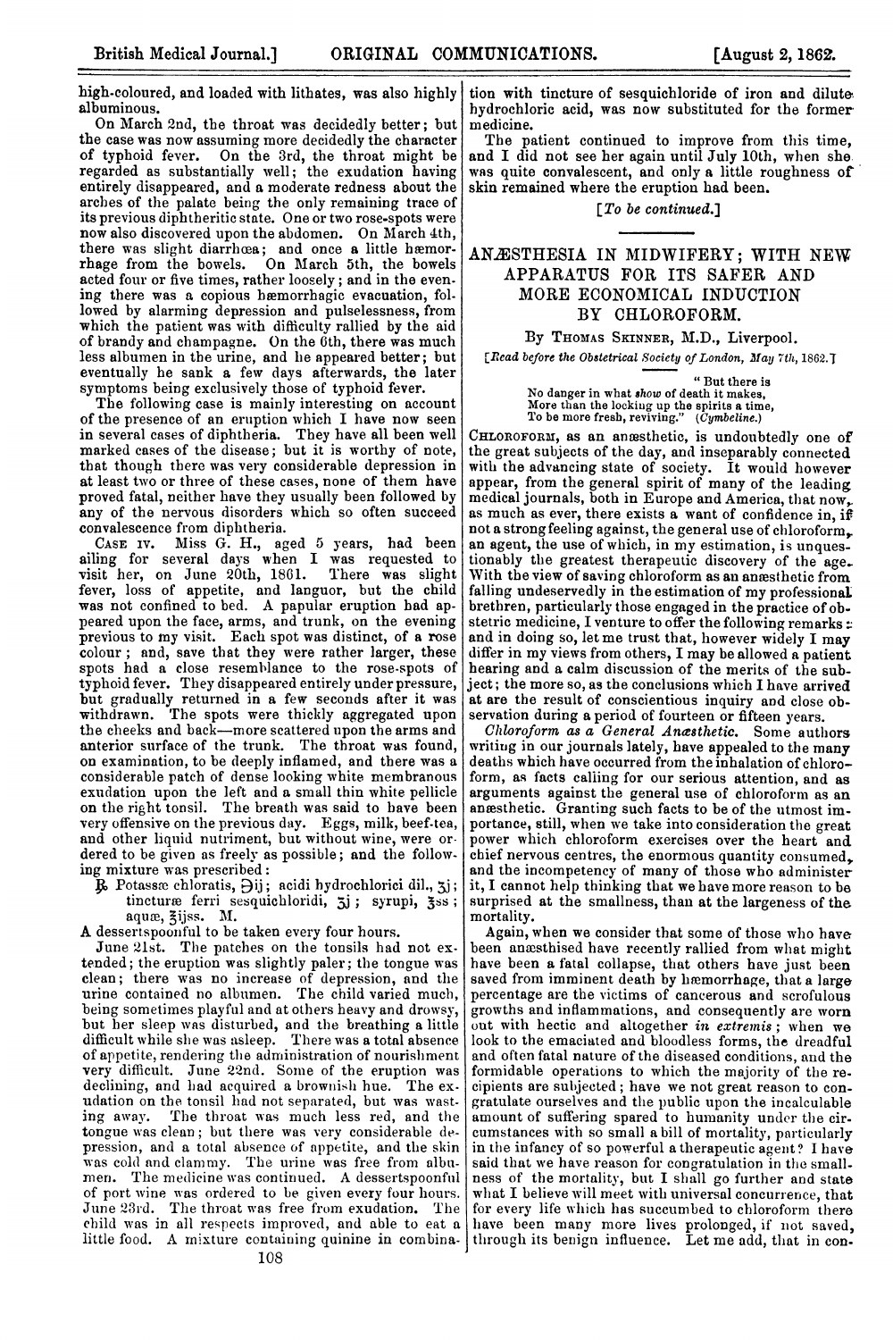high-coloured, and loaded with lithates, was also highly albuminous.

On March 2nd, the throat was decidedly better; but the case was now assuming more decidedly the character of typhoid fever. On the 3rd, the throat might be regarded as substantially well; the exudation having entirely disappeared, and a moderate redness about the arches of the palate being the only remaining trace of its previous diphtheritic state. One or two rose-spots were now also discovered upon the abdomen. On March 4th, there was slight diarrhœa; and once a little hæmorrhage from the bowels. On March 5th, the bowels acted four or five times, rather loosely; and in the evening there was a copious hæmorrhagic evacuation, followed by alarming depression and pulselessness, from which the patient was with difficulty rallied by the aid of brandy and champagne. On the 6th, there was much less albumen in the urine, and he appeared better; but eventually he sank a few days afterwards, the later symptoms being exclusively those of typhoid fever.

The following case is mainly interesting on account of the presence of an eruption which I have now seen in several cases of diphtheria. They have all been well marked cases of the disease; but it is worthy of note, that though there was very considerable depression in at least two or three of these cases, none of them have proved fatal, neither have they usually been followed by any of the nervous disorders which so often succeed convalescence from diphtheria.

CASE IV. Miss G. H., aged 5 years, had been ailing for several days when I was requested to visit her, on June 20th, 1861. There was slight fever, loss of appetite, and languor, but the child was not confined to bed. A papular eruption had appeared upon the face, arms, and trunk, on the evening previous to my visit. Each spot was distinct, of a rose colour; and, save that they were rather larger, these spots had a close resemblance to the rose-spots of typhoid fever. They disappeared entirely under pressure, but gradually returned in a few seconds after it was withdrawn. The spots were thickly aggregated upon the cheeks and back—more scattered upon the arms and anterior surface of the trunk. The throat was found, on examination, to be deeply inflamed, and there was a considerable patch of dense looking white membranous exudation upon the left and a small thin white pellicle on the right tonsil. The breath was said to have been very offensive on the previous day. Eggs, milk, beef-tea, and other liquid nutriment, but without wine, were ordered to be given as freely as possible; and the following mixture was prescribed:

℞ Potassæ chloratis, ℈ij; acidi hydrochlorici dil., ʒj; tincturæ ferri sesquichloridi, ʒj; syrupi, ℥ss; aquæ, ℥ijss. M.

A dessertspoonful to be taken every four hours.

June 21st. The patches on the tonsils had not extended; the eruption was slightly paler; the tongue was clean; there was no increase of depression, and the urine contained no albumen. The child varied much, being sometimes playful and at others heavy and drowsy, but her sleep was disturbed, and the breathing a little difficult while she was asleep. There was a total absence of appetite, rendering the administration of nourishment very difficult. June 22nd. Some of the eruption was declining, and had acquired a brownish hue. The exudation on the tonsil had not separated, but was wasting away. The throat was much less red, and the tongue was clean; but there was very considerable depression, and a total absence of appetite, and the skin was cold and clammy. The urine was free from albumen. The medicine was continued. A dessertspoonful of port wine was ordered to be given every four hours. June 23rd. The throat was free from exudation. The child was in all respects improved, and able to eat a little food. A mixture containing quinine in combination with tincture of sesquichloride of iron and dilute hydrochloric acid, was now substituted for the former medicine.

The patient continued to improve from this time, and I did not see her again until July 10th, when she was quite convalescent, and only a little roughness of skin remained where the eruption had been.

[*To be continued.*]

## ANÆSTHESIA IN MIDWIFERY; WITH NEW APPARATUS FOR ITS SAFER AND MORE ECONOMICAL INDUCTION BY CHLOROFORM.

By THOMAS SKINNER, M.D., Liverpool.

[*Read before the Obstetrical Society of London, May 7th, 1862.*]

> "But there is
> No danger in what *show* of death it makes,
> More than the locking up the spirits a time,
> To be more fresh, reviving." (*Cymbeline.*)

CHLOROFORM, as an anæsthetic, is undoubtedly one of the great subjects of the day, and inseparably connected with the advancing state of society. It would however appear, from the general spirit of many of the leading medical journals, both in Europe and America, that now, as much as ever, there exists a want of confidence in, if not a strong feeling against, the general use of chloroform, an agent, the use of which, in my estimation, is unquestionably the greatest therapeutic discovery of the age. With the view of saving chloroform as an anæsthetic from falling undeservedly in the estimation of my professional brethren, particularly those engaged in the practice of obstetric medicine, I venture to offer the following remarks: and in doing so, let me trust that, however widely I may differ in my views from others, I may be allowed a patient hearing and a calm discussion of the merits of the subject; the more so, as the conclusions which I have arrived at are the result of conscientious inquiry and close observation during a period of fourteen or fifteen years.

*Chloroform as a General Anæsthetic.* Some authors writing in our journals lately, have appealed to the many deaths which have occurred from the inhalation of chloroform, as facts calling for our serious attention, and as arguments against the general use of chloroform as an anæsthetic. Granting such facts to be of the utmost importance, still, when we take into consideration the great power which chloroform exercises over the heart and chief nervous centres, the enormous quantity consumed, and the incompetency of many of those who administer it, I cannot help thinking that we have more reason to be surprised at the smallness, than at the largeness of the mortality.

Again, when we consider that some of those who have been anæsthised have recently rallied from what might have been a fatal collapse, that others have just been saved from imminent death by hæmorrhage, that a large percentage are the victims of cancerous and scrofulous growths and inflammations, and consequently are worn out with hectic and altogether *in extremis*; when we look to the emaciated and bloodless forms, the dreadful and often fatal nature of the diseased conditions, and the formidable operations to which the majority of the recipients are subjected; have we not great reason to congratulate ourselves and the public upon the incalculable amount of suffering spared to humanity under the circumstances with so small a bill of mortality, particularly in the infancy of so powerful a therapeutic agent? I have said that we have reason for congratulation in the smallness of the mortality, but I shall go further and state what I believe will meet with universal concurrence, that for every life which has succumbed to chloroform there have been many more lives prolonged, if not saved, through its benign influence. Let me add, that in con-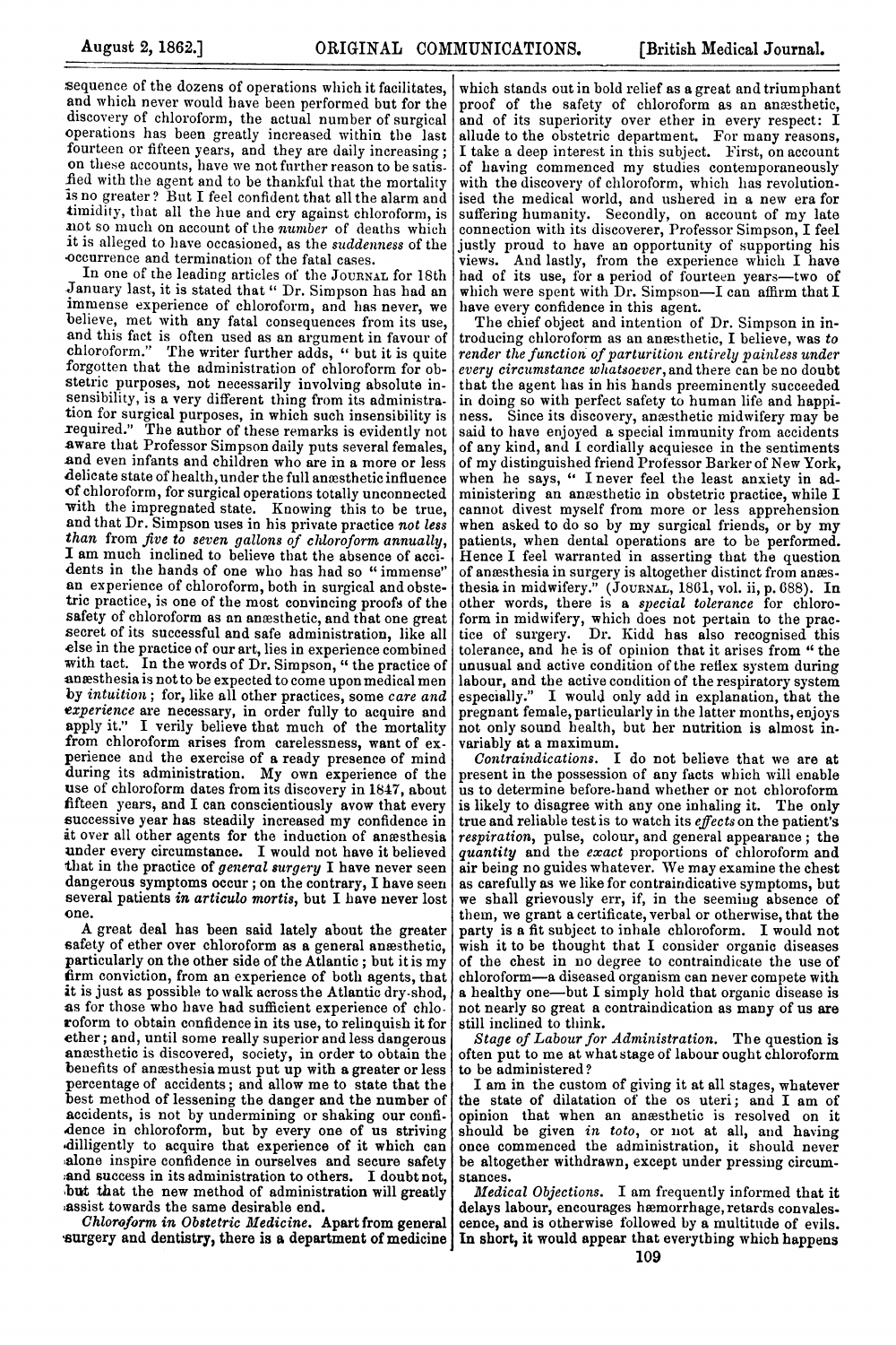sequence of the dozens of operations which it facilitates, and which never would have been performed but for the discovery of chloroform, the actual number of surgical operations has been greatly increased within the last fourteen or fifteen years, and they are daily increasing; on these accounts, have we not further reason to be satisfied with the agent and to be thankful that the mortality is no greater? But I feel confident that all the alarm and timidity, that all the hue and cry against chloroform, is not so much on account of the *number* of deaths which it is alleged to have occasioned, as the *suddenness* of the occurrence and termination of the fatal cases.

In one of the leading articles of the JOURNAL for 18th January last, it is stated that " Dr. Simpson has had an immense experience of chloroform, and has never, we believe, met with any fatal consequences from its use, and this fact is often used as an argument in favour of chloroform." The writer further adds, " but it is quite forgotten that the administration of chloroform for obstetric purposes, not necessarily involving absolute insensibility, is a very different thing from its administration for surgical purposes, in which such insensibility is required." The author of these remarks is evidently not aware that Professor Simpson daily puts several females, and even infants and children who are in a more or less delicate state of health, under the full anæsthetic influence of chloroform, for surgical operations totally unconnected with the impregnated state. Knowing this to be true, and that Dr. Simpson uses in his private practice *not less than* from *five to seven gallons of chloroform annually*, I am much inclined to believe that the absence of accidents in the hands of one who has had so " immense" an experience of chloroform, both in surgical and obstetric practice, is one of the most convincing proofs of the safety of chloroform as an anæsthetic, and that one great secret of its successful and safe administration, like all else in the practice of our art, lies in experience combined with tact. In the words of Dr. Simpson, " the practice of anæsthesia is not to be expected to come upon medical men by *intuition*; for, like all other practices, some *care and experience* are necessary, in order fully to acquire and apply it." I verily believe that much of the mortality from chloroform arises from carelessness, want of experience and the exercise of a ready presence of mind during its administration. My own experience of the use of chloroform dates from its discovery in 1847, about fifteen years, and I can conscientiously avow that every successive year has steadily increased my confidence in it over all other agents for the induction of anæsthesia under every circumstance. I would not have it believed that in the practice of *general surgery* I have never seen dangerous symptoms occur; on the contrary, I have seen several patients *in articulo mortis*, but I have never lost one.

A great deal has been said lately about the greater safety of ether over chloroform as a general anæsthetic, particularly on the other side of the Atlantic; but it is my firm conviction, from an experience of both agents, that it is just as possible to walk across the Atlantic dry-shod, as for those who have had sufficient experience of chloroform to obtain confidence in its use, to relinquish it for ether; and, until some really superior and less dangerous anæsthetic is discovered, society, in order to obtain the benefits of anæsthesia must put up with a greater or less percentage of accidents; and allow me to state that the best method of lessening the danger and the number of accidents, is not by undermining or shaking our confidence in chloroform, but by every one of us striving diligently to acquire that experience of it which can alone inspire confidence in ourselves and secure safety and success in its administration to others. I doubt not, but that the new method of administration will greatly assist towards the same desirable end.

**Chloroform in Obstetric Medicine.** Apart from general surgery and dentistry, there is a department of medicine which stands out in bold relief as a great and triumphant proof of the safety of chloroform as an anæsthetic, and of its superiority over ether in every respect: I allude to the obstetric department. For many reasons, I take a deep interest in this subject. First, on account of having commenced my studies contemporaneously with the discovery of chloroform, which has revolutionised the medical world, and ushered in a new era for suffering humanity. Secondly, on account of my late connection with its discoverer, Professor Simpson, I feel justly proud to have an opportunity of supporting his views. And lastly, from the experience which I have had of its use, for a period of fourteen years—two of which were spent with Dr. Simpson—I can affirm that I have every confidence in this agent.

The chief object and intention of Dr. Simpson in introducing chloroform as an anæsthetic, I believe, was *to render the function of parturition entirely painless under every circumstance whatsoever*, and there can be no doubt that the agent has in his hands preeminently succeeded in doing so with perfect safety to human life and happiness. Since its discovery, anæsthetic midwifery may be said to have enjoyed a special immunity from accidents of any kind, and I cordially acquiesce in the sentiments of my distinguished friend Professor Barker of New York, when he says, " I never feel the least anxiety in administering an anæsthetic in obstetric practice, while I cannot divest myself from more or less apprehension when asked to do so by my surgical friends, or by my patients, when dental operations are to be performed. Hence I feel warranted in asserting that the question of anæsthesia in surgery is altogether distinct from anæsthesia in midwifery." (JOURNAL, 1861, vol. ii, p. 688). In other words, there is a *special tolerance* for chloroform in midwifery, which does not pertain to the practice of surgery. Dr. Kidd has also recognised this tolerance, and he is of opinion that it arises from " the unusual and active condition of the reflex system during labour, and the active condition of the respiratory system especially." I would only add in explanation, that the pregnant female, particularly in the latter months, enjoys not only sound health, but her nutrition is almost invariably at a maximum.

*Contraindications.* I do not believe that we are at present in the possession of any facts which will enable us to determine before-hand whether or not chloroform is likely to disagree with any one inhaling it. The only true and reliable test is to watch its *effects* on the patient's *respiration*, pulse, colour, and general appearance; the *quantity* and the *exact* proportions of chloroform and air being no guides whatever. We may examine the chest as carefully as we like for contraindicative symptoms, but we shall grievously err, if, in the seeming absence of them, we grant a certificate, verbal or otherwise, that the party is a fit subject to inhale chloroform. I would not wish it to be thought that I consider organic diseases of the chest in no degree to contraindicate the use of chloroform—a diseased organism can never compete with a healthy one—but I simply hold that organic disease is not nearly so great a contraindication as many of us are still inclined to think.

*Stage of Labour for Administration.* The question is often put to me at what stage of labour ought chloroform to be administered?

I am in the custom of giving it at all stages, whatever the state of dilatation of the os uteri; and I am of opinion that when an anæsthetic is resolved on it should be given *in toto*, or not at all, and having once commenced the administration, it should never be altogether withdrawn, except under pressing circumstances.

*Medical Objections.* I am frequently informed that it delays labour, encourages hæmorrhage, retards convalescence, and is otherwise followed by a multitude of evils. In short, it would appear that everything which happens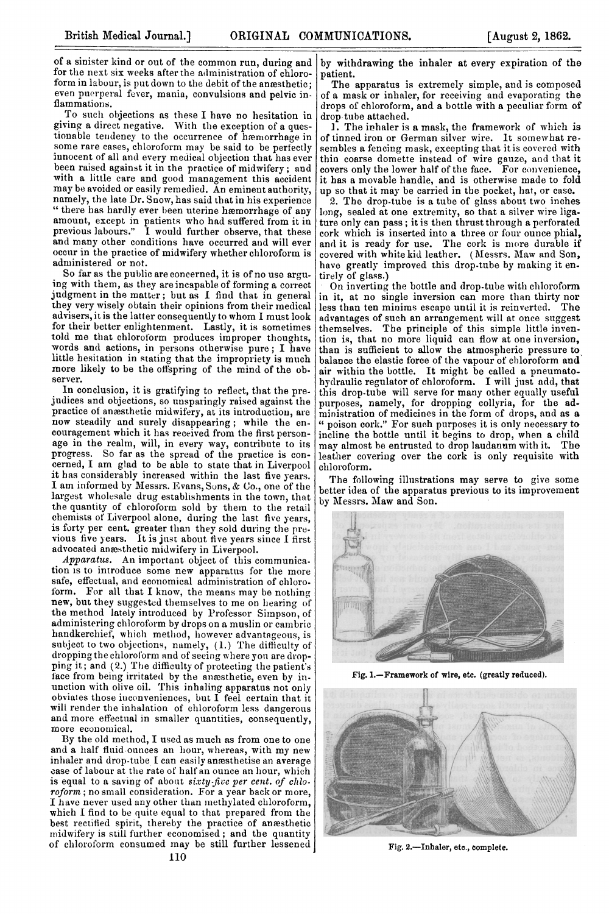of a sinister kind or out of the common run, during and for the next six weeks after the administration of chloroform in labour, is put down to the debit of the anæsthetic; even puerperal fever, mania, convulsions and pelvic inflammations.

To such objections as these I have no hesitation in giving a direct negative. With the exception of a questionable tendency to the occurrence of hæmorrhage in some rare cases, chloroform may be said to be perfectly innocent of all and every medical objection that has ever been raised against it in the practice of midwifery; and with a little care and good management this accident may be avoided or easily remedied. An eminent authority, namely, the late Dr. Snow, has said that in his experience "there has hardly ever been uterine hæmorrhage of any amount, except in patients who had suffered from it in previous labours." I would further observe, that these and many other conditions have occurred and will ever occur in the practice of midwifery whether chloroform is administered or not.

So far as the public are concerned, it is of no use arguing with them, as they are incapable of forming a correct judgment in the matter; but as I find that in general they very wisely obtain their opinions from their medical advisers, it is the latter consequently to whom I must look for their better enlightenment. Lastly, it is sometimes told me that chloroform produces improper thoughts, words and actions, in persons otherwise pure; I have little hesitation in stating that the impropriety is much more likely to be the offspring of the mind of the observer.

In conclusion, it is gratifying to reflect, that the prejudices and objections, so unsparingly raised against the practice of anæsthetic midwifery, at its introduction, are now steadily and surely disappearing; while the encouragement which it has received from the first personage in the realm, will, in every way, contribute to its progress. So far as the spread of the practice is concerned, I am glad to be able to state that in Liverpool it has considerably increased within the last five years. I am informed by Messrs. Evans, Sons, & Co., one of the largest wholesale drug establishments in the town, that the quantity of chloroform sold by them to the retail chemists of Liverpool alone, during the last five years, is forty per cent. greater than they sold during the previous five years. It is just about five years since I first advocated anæsthetic midwifery in Liverpool.

*Apparatus.* An important object of this communication is to introduce some new apparatus for the more safe, effectual, and economical administration of chloroform. For all that I know, the means may be nothing new, but they suggested themselves to me on hearing of the method lately introduced by Professor Simpson, of administering chloroform by drops on a muslin or cambric handkerchief, which method, however advantageous, is subject to two objections, namely, (1.) The difficulty of dropping the chloroform and of seeing where you are dropping it; and (2.) The difficulty of protecting the patient's face from being irritated by the anæsthetic, even by inunction with olive oil. This inhaling apparatus not only obviates those inconveniences, but I feel certain that it will render the inhalation of chloroform less dangerous and more effectual in smaller quantities, consequently, more economical.

By the old method, I used as much as from one to one and a half fluid ounces an hour, whereas, with my new inhaler and drop-tube I can easily anæsthetise an average case of labour at the rate of half an ounce an hour, which is equal to a saving of about *sixty-five per cent. of chloroform*; no small consideration. For a year back or more, I have never used any other than methylated chloroform, which I find to be quite equal to that prepared from the best rectified spirit, thereby the practice of anæsthetic midwifery is still further economised; and the quantity of chloroform consumed may be still further lessened by withdrawing the inhaler at every expiration of the patient.

The apparatus is extremely simple, and is composed of a mask or inhaler, for receiving and evaporating the drops of chloroform, and a bottle with a peculiar form of drop-tube attached.

1. The inhaler is a mask, the framework of which is of tinned iron or German silver wire. It somewhat resembles a fencing mask, excepting that it is covered with thin coarse domette instead of wire gauze, and that it covers only the lower half of the face. For convenience, it has a movable handle, and is otherwise made to fold up so that it may be carried in the pocket, hat, or case.

2. The drop-tube is a tube of glass about two inches long, sealed at one extremity, so that a silver wire ligature only can pass; it is then thrust through a perforated cork which is inserted into a three or four ounce phial, and it is ready for use. The cork is more durable if covered with white kid leather. (Messrs. Maw and Son, have greatly improved this drop-tube by making it entirely of glass.)

On inverting the bottle and drop-tube with chloroform in it, at no single inversion can more than thirty nor less than ten minims escape until it is reinverted. The advantages of such an arrangement will at once suggest themselves. The principle of this simple little invention is, that no more liquid can flow at one inversion, than is sufficient to allow the atmospheric pressure to balance the elastic force of the vapour of chloroform and air within the bottle. It might be called a pneumato-hydraulic regulator of chloroform. I will just add, that this drop-tube will serve for many other equally useful purposes, namely, for dropping collyria, for the administration of medicines in the form of drops, and as a "poison cork." For such purposes it is only necessary to incline the bottle until it begins to drop, when a child may almost be entrusted to drop laudanum with it. The leather covering over the cork is only requisite with chloroform.

The following illustrations may serve to give some better idea of the apparatus previous to its improvement by Messrs. Maw and Son.

Fig. 1.—Framework of wire, etc. (greatly reduced).

Fig. 2.—Inhaler, etc., complete.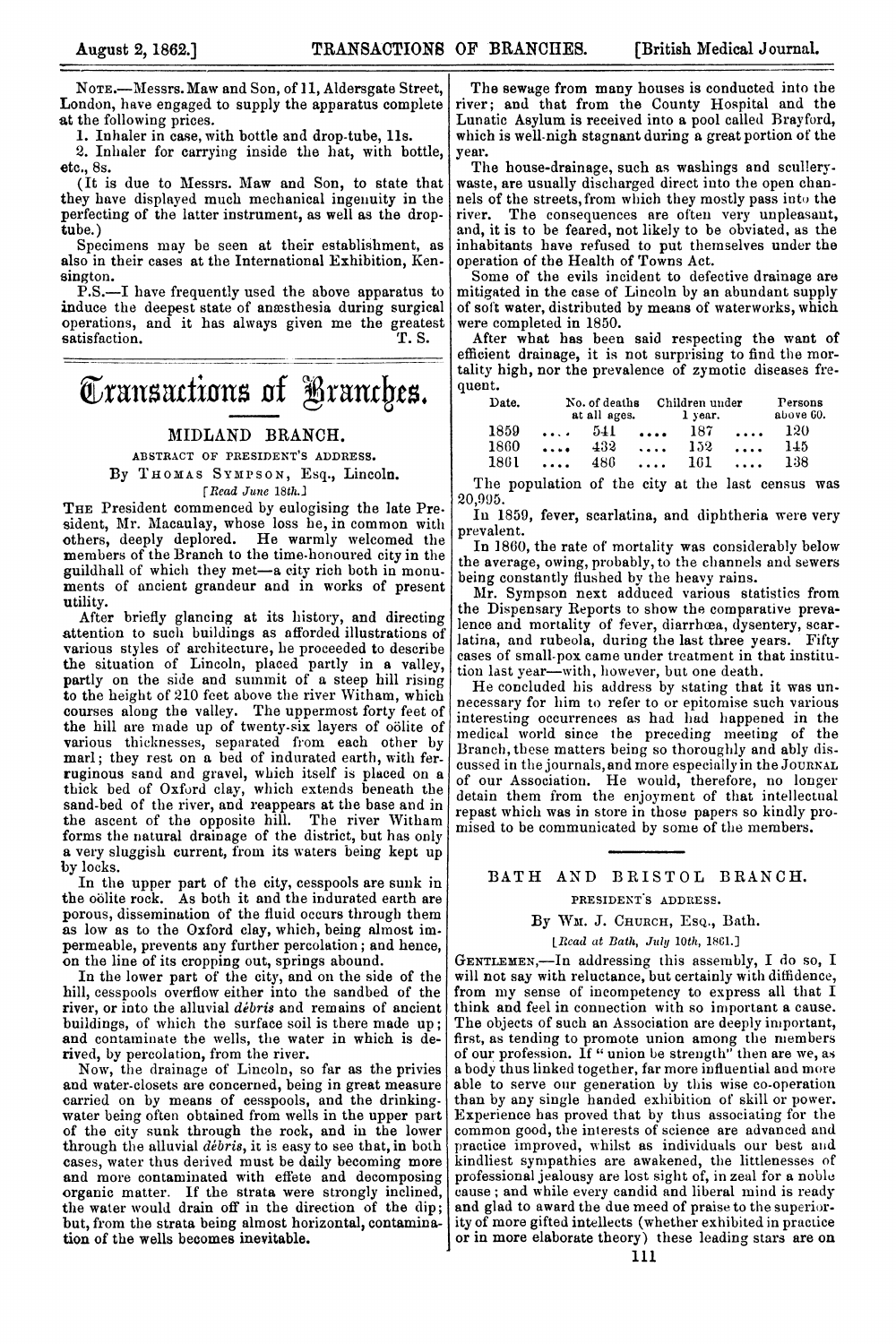NOTE.—Messrs. Maw and Son, of 11, Aldersgate Street, London, have engaged to supply the apparatus complete at the following prices.

1. Inhaler in case, with bottle and drop-tube, 11s.
2. Inhaler for carrying inside the hat, with bottle, etc., 8s.

(It is due to Messrs. Maw and Son, to state that they have displayed much mechanical ingenuity in the perfecting of the latter instrument, as well as the drop-tube.)

Specimens may be seen at their establishment, as also in their cases at the International Exhibition, Kensington.

P.S.—I have frequently used the above apparatus to induce the deepest state of anæsthesia during surgical operations, and it has always given me the greatest satisfaction. T. S.

# Transactions of Branches.

## MIDLAND BRANCH.

### ABSTRACT OF PRESIDENT'S ADDRESS.

By THOMAS SYMPSON, Esq., Lincoln.

[*Read June 18th.*]

THE President commenced by eulogising the late President, Mr. Macaulay, whose loss he, in common with others, deeply deplored. He warmly welcomed the members of the Branch to the time-honoured city in the guildhall of which they met—a city rich both in monuments of ancient grandeur and in works of present utility.

After briefly glancing at its history, and directing attention to such buildings as afforded illustrations of various styles of architecture, he proceeded to describe the situation of Lincoln, placed partly in a valley, partly on the side and summit of a steep hill rising to the height of 210 feet above the river Witham, which courses along the valley. The uppermost forty feet of the hill are made up of twenty-six layers of oölite of various thicknesses, separated from each other by marl; they rest on a bed of indurated earth, with ferruginous sand and gravel, which itself is placed on a thick bed of Oxford clay, which extends beneath the sand-bed of the river, and reappears at the base and in the ascent of the opposite hill. The river Witham forms the natural drainage of the district, but has only a very sluggish current, from its waters being kept up by locks.

In the upper part of the city, cesspools are sunk in the oölite rock. As both it and the indurated earth are porous, dissemination of the fluid occurs through them as low as to the Oxford clay, which, being almost impermeable, prevents any further percolation; and hence, on the line of its cropping out, springs abound.

In the lower part of the city, and on the side of the hill, cesspools overflow either into the sandbed of the river, or into the alluvial *débris* and remains of ancient buildings, of which the surface soil is there made up; and contaminate the wells, the water in which is derived, by percolation, from the river.

Now, the drainage of Lincoln, so far as the privies and water-closets are concerned, being in great measure carried on by means of cesspools, and the drinking-water being often obtained from wells in the upper part of the city sunk through the rock, and in the lower through the alluvial *débris*, it is easy to see that, in both cases, water thus derived must be daily becoming more and more contaminated with effete and decomposing organic matter. If the strata were strongly inclined, the water would drain off in the direction of the dip; but, from the strata being almost horizontal, contamination of the wells becomes inevitable.

The sewage from many houses is conducted into the river; and that from the County Hospital and the Lunatic Asylum is received into a pool called Brayford, which is well-nigh stagnant during a great portion of the year.

The house-drainage, such as washings and scullery-waste, are usually discharged direct into the open channels of the streets, from which they mostly pass into the river. The consequences are often very unpleasant, and, it is to be feared, not likely to be obviated, as the inhabitants have refused to put themselves under the operation of the Health of Towns Act.

Some of the evils incident to defective drainage are mitigated in the case of Lincoln by an abundant supply of soft water, distributed by means of waterworks, which were completed in 1850.

After what has been said respecting the want of efficient drainage, it is not surprising to find the mortality high, nor the prevalence of zymotic diseases frequent.

| Date. | No. of deaths at all ages. | Children under 1 year. | Persons above 60. |
|---|---|---|---|
| 1859 .... | 541 .... | 187 .... | 120 |
| 1860 .... | 432 .... | 152 .... | 145 |
| 1861 .... | 486 .... | 161 .... | 138 |

The population of the city at the last census was 20,995.

In 1859, fever, scarlatina, and diphtheria were very prevalent.

In 1860, the rate of mortality was considerably below the average, owing, probably, to the channels and sewers being constantly flushed by the heavy rains.

Mr. Sympson next adduced various statistics from the Dispensary Reports to show the comparative prevalence and mortality of fever, diarrhœa, dysentery, scarlatina, and rubeola, during the last three years. Fifty cases of small-pox came under treatment in that institution last year—with, however, but one death.

He concluded his address by stating that it was unnecessary for him to refer to or epitomise such various interesting occurrences as had had happened in the medical world since the preceding meeting of the Branch, these matters being so thoroughly and ably discussed in the journals, and more especially in the JOURNAL of our Association. He would, therefore, no longer detain them from the enjoyment of that intellectual repast which was in store in those papers so kindly promised to be communicated by some of the members.

## BATH AND BRISTOL BRANCH.

### PRESIDENT'S ADDRESS.

By WM. J. CHURCH, Esq., Bath.

[*Read at Bath, July 10th, 1861.*]

GENTLEMEN,—In addressing this assembly, I do so, I will not say with reluctance, but certainly with diffidence, from my sense of incompetency to express all that I think and feel in connection with so important a cause. The objects of such an Association are deeply important, first, as tending to promote union among the members of our profession. If "union be strength" then are we, as a body thus linked together, far more influential and more able to serve our generation by this wise co-operation than by any single handed exhibition of skill or power. Experience has proved that by thus associating for the common good, the interests of science are advanced and practice improved, whilst as individuals our best and kindliest sympathies are awakened, the littlenesses of professional jealousy are lost sight of, in zeal for a noble cause; and while every candid and liberal mind is ready and glad to award the due meed of praise to the superiority of more gifted intellects (whether exhibited in practice or in more elaborate theory) these leading stars are on